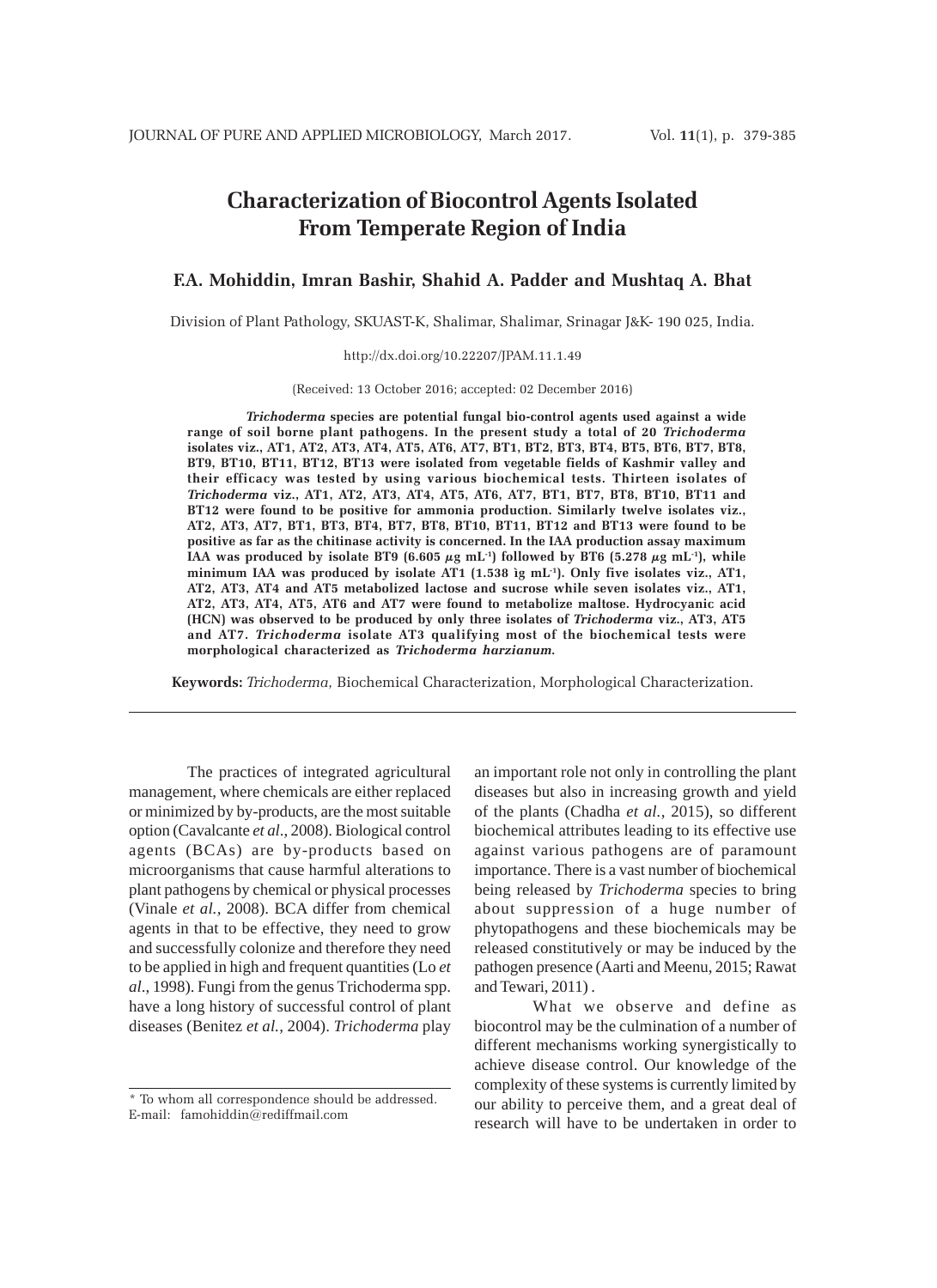# Characterization of Biocontrol Agents Isolated From Temperate Region of India

**F.A. Mohiddin, Imran Bashir, Shahid A. Padder and Mushtaq A. Bhat**

Division of Plant Pathology, SKUAST-K, Shalimar, Shalimar, Srinagar J&K- 190 025, India.

http://dx.doi.org/10.22207/JPAM.11.1.49

(Received: 13 October 2016; accepted: 02 December 2016)

***Trichoderma*** **species are potential fungal bio-control agents used against a wide range of soil borne plant pathogens. In the present study a total of 20** ***Trichoderma*** **isolates viz., AT1, AT2, AT3, AT4, AT5, AT6, AT7, BT1, BT2, BT3, BT4, BT5, BT6, BT7, BT8, BT9, BT10, BT11, BT12, BT13 were isolated from vegetable fields of Kashmir valley and their efficacy was tested by using various biochemical tests. Thirteen isolates of** ***Trichoderma*** **viz., AT1, AT2, AT3, AT4, AT5, AT6, AT7, BT1, BT7, BT8, BT10, BT11 and BT12 were found to be positive for ammonia production. Similarly twelve isolates viz., AT2, AT3, AT7, BT1, BT3, BT4, BT7, BT8, BT10, BT11, BT12 and BT13 were found to be positive as far as the chitinase activity is concerned. In the IAA production assay maximum IAA was produced by isolate BT9 (6.605 $\mu$g mL$^{-1}$) followed by BT6 (5.278 $\mu$g mL$^{-1}$), while minimum IAA was produced by isolate AT1 (1.538 ìg mL$^{-1}$). Only five isolates viz., AT1, AT2, AT3, AT4 and AT5 metabolized lactose and sucrose while seven isolates viz., AT1, AT2, AT3, AT4, AT5, AT6 and AT7 were found to metabolize maltose. Hydrocyanic acid (HCN) was observed to be produced by only three isolates of** ***Trichoderma*** **viz., AT3, AT5 and AT7.** ***Trichoderma*** **isolate AT3 qualifying most of the biochemical tests were morphological characterized as** ***Trichoderma harzianum*****.**

**Keywords:** *Trichoderma,* Biochemical Characterization, Morphological Characterization.

The practices of integrated agricultural management, where chemicals are either replaced or minimized by by-products, are the most suitable option (Cavalcante *et al*., 2008). Biological control agents (BCAs) are by-products based on microorganisms that cause harmful alterations to plant pathogens by chemical or physical processes (Vinale *et al.*, 2008). BCA differ from chemical agents in that to be effective, they need to grow and successfully colonize and therefore they need to be applied in high and frequent quantities (Lo *et al*., 1998). Fungi from the genus Trichoderma spp. have a long history of successful control of plant diseases (Benitez *et al.,* 2004). *Trichoderma* play an important role not only in controlling the plant diseases but also in increasing growth and yield of the plants (Chadha *et al.*, 2015), so different biochemical attributes leading to its effective use against various pathogens are of paramount importance. There is a vast number of biochemical being released by *Trichoderma* species to bring about suppression of a huge number of phytopathogens and these biochemicals may be released constitutively or may be induced by the pathogen presence (Aarti and Meenu, 2015; Rawat and Tewari, 2011) .

What we observe and define as biocontrol may be the culmination of a number of different mechanisms working synergistically to achieve disease control. Our knowledge of the complexity of these systems is currently limited by our ability to perceive them, and a great deal of research will have to be undertaken in order to

\* To whom all correspondence should be addressed.
E-mail: famohiddin@rediffmail.com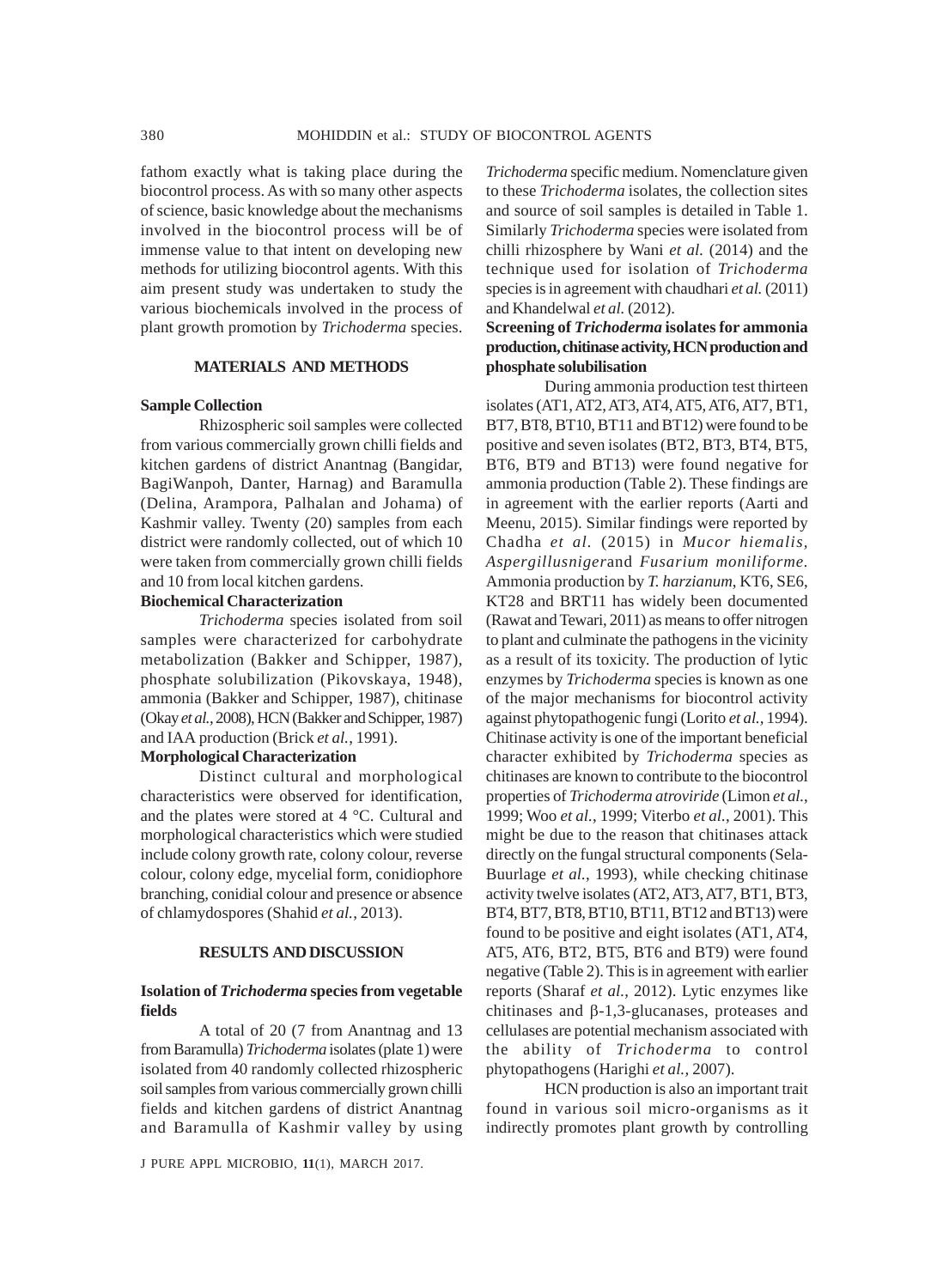fathom exactly what is taking place during the biocontrol process. As with so many other aspects of science, basic knowledge about the mechanisms involved in the biocontrol process will be of immense value to that intent on developing new methods for utilizing biocontrol agents. With this aim present study was undertaken to study the various biochemicals involved in the process of plant growth promotion by *Trichoderma* species.

## MATERIALS AND METHODS

### Sample Collection

Rhizospheric soil samples were collected from various commercially grown chilli fields and kitchen gardens of district Anantnag (Bangidar, BagiWanpoh, Danter, Harnag) and Baramulla (Delina, Arampora, Palhalan and Johama) of Kashmir valley. Twenty (20) samples from each district were randomly collected, out of which 10 were taken from commercially grown chilli fields and 10 from local kitchen gardens.

### Biochemical Characterization

*Trichoderma* species isolated from soil samples were characterized for carbohydrate metabolization (Bakker and Schipper, 1987), phosphate solubilization (Pikovskaya, 1948), ammonia (Bakker and Schipper, 1987), chitinase (Okay *et al.*, 2008), HCN (Bakker and Schipper, 1987) and IAA production (Brick *et al.*, 1991).

### Morphological Characterization

Distinct cultural and morphological characteristics were observed for identification, and the plates were stored at 4 °C. Cultural and morphological characteristics which were studied include colony growth rate, colony colour, reverse colour, colony edge, mycelial form, conidiophore branching, conidial colour and presence or absence of chlamydospores (Shahid *et al.*, 2013).

## RESULTS AND DISCUSSION

### Isolation of *Trichoderma* species from vegetable fields

A total of 20 (7 from Anantnag and 13 from Baramulla) *Trichoderma* isolates (plate 1) were isolated from 40 randomly collected rhizospheric soil samples from various commercially grown chilli fields and kitchen gardens of district Anantnag and Baramulla of Kashmir valley by using *Trichoderma* specific medium. Nomenclature given to these *Trichoderma* isolates, the collection sites and source of soil samples is detailed in Table 1. Similarly *Trichoderma* species were isolated from chilli rhizosphere by Wani *et al.* (2014) and the technique used for isolation of *Trichoderma* species is in agreement with chaudhari *et al.* (2011) and Khandelwal *et al.* (2012).

### Screening of *Trichoderma* isolates for ammonia production, chitinase activity, HCN production and phosphate solubilisation

During ammonia production test thirteen isolates (AT1, AT2, AT3, AT4, AT5, AT6, AT7, BT1, BT7, BT8, BT10, BT11 and BT12) were found to be positive and seven isolates (BT2, BT3, BT4, BT5, BT6, BT9 and BT13) were found negative for ammonia production (Table 2). These findings are in agreement with the earlier reports (Aarti and Meenu, 2015). Similar findings were reported by Chadha *et al.* (2015) in *Mucor hiemalis*, *Aspergillusniger*and *Fusarium moniliforme*. Ammonia production by *T. harzianum*, KT6, SE6, KT28 and BRT11 has widely been documented (Rawat and Tewari, 2011) as means to offer nitrogen to plant and culminate the pathogens in the vicinity as a result of its toxicity. The production of lytic enzymes by *Trichoderma* species is known as one of the major mechanisms for biocontrol activity against phytopathogenic fungi (Lorito *et al.*, 1994). Chitinase activity is one of the important beneficial character exhibited by *Trichoderma* species as chitinases are known to contribute to the biocontrol properties of *Trichoderma atroviride* (Limon *et al.*, 1999; Woo *et al.*, 1999; Viterbo *et al.*, 2001). This might be due to the reason that chitinases attack directly on the fungal structural components (Sela-Buurlage *et al.*, 1993), while checking chitinase activity twelve isolates (AT2, AT3, AT7, BT1, BT3, BT4, BT7, BT8, BT10, BT11, BT12 and BT13) were found to be positive and eight isolates (AT1, AT4, AT5, AT6, BT2, BT5, BT6 and BT9) were found negative (Table 2). This is in agreement with earlier reports (Sharaf *et al.*, 2012). Lytic enzymes like chitinases and β-1,3-glucanases, proteases and cellulases are potential mechanism associated with the ability of *Trichoderma* to control phytopathogens (Harighi *et al.*, 2007).

HCN production is also an important trait found in various soil micro-organisms as it indirectly promotes plant growth by controlling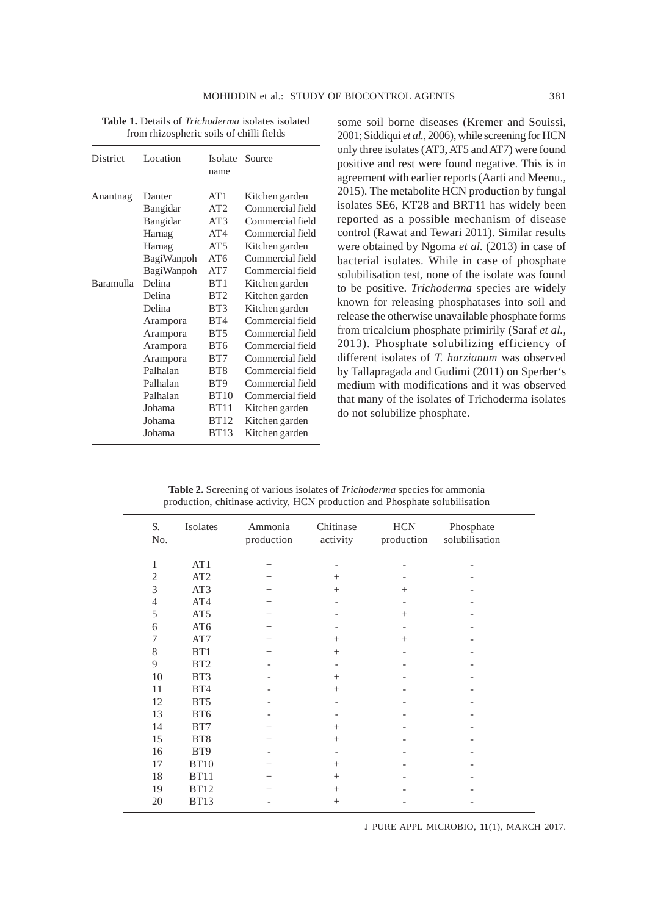**Table 1.** Details of *Trichoderma* isolates isolated from rhizospheric soils of chilli fields

| District | Location | Isolate name | Source |
|---|---|---|---|
| Anantnag | Danter | AT1 | Kitchen garden |
| | Bangidar | AT2 | Commercial field |
| | Bangidar | AT3 | Commercial field |
| | Harnag | AT4 | Commercial field |
| | Harnag | AT5 | Kitchen garden |
| | BagiWanpoh | AT6 | Commercial field |
| | BagiWanpoh | AT7 | Commercial field |
| Baramulla | Delina | BT1 | Kitchen garden |
| | Delina | BT2 | Kitchen garden |
| | Delina | BT3 | Kitchen garden |
| | Arampora | BT4 | Commercial field |
| | Arampora | BT5 | Commercial field |
| | Arampora | BT6 | Commercial field |
| | Arampora | BT7 | Commercial field |
| | Palhalan | BT8 | Commercial field |
| | Palhalan | BT9 | Commercial field |
| | Palhalan | BT10 | Commercial field |
| | Johama | BT11 | Kitchen garden |
| | Johama | BT12 | Kitchen garden |
| | Johama | BT13 | Kitchen garden |

some soil borne diseases (Kremer and Souissi, 2001; Siddiqui *et al.*, 2006), while screening for HCN only three isolates (AT3, AT5 and AT7) were found positive and rest were found negative. This is in agreement with earlier reports (Aarti and Meenu., 2015). The metabolite HCN production by fungal isolates SE6, KT28 and BRT11 has widely been reported as a possible mechanism of disease control (Rawat and Tewari 2011). Similar results were obtained by Ngoma *et al.* (2013) in case of bacterial isolates. While in case of phosphate solubilisation test, none of the isolate was found to be positive. *Trichoderma* species are widely known for releasing phosphatases into soil and release the otherwise unavailable phosphate forms from tricalcium phosphate primirily (Saraf *et al.,* 2013). Phosphate solubilizing efficiency of different isolates of *T. harzianum* was observed by Tallapragada and Gudimi (2011) on Sperber's medium with modifications and it was observed that many of the isolates of Trichoderma isolates do not solubilize phosphate.

**Table 2.** Screening of various isolates of *Trichoderma* species for ammonia production, chitinase activity, HCN production and Phosphate solubilisation

| S. No. | Isolates | Ammonia production | Chitinase activity | HCN production | Phosphate solubilisation |
|---|---|---|---|---|---|
| 1 | AT1 | + | - | - | - |
| 2 | AT2 | + | + | - | - |
| 3 | AT3 | + | + | + | - |
| 4 | AT4 | + | - | - | - |
| 5 | AT5 | + | - | + | - |
| 6 | AT6 | + | - | - | - |
| 7 | AT7 | + | + | + | - |
| 8 | BT1 | + | + | - | - |
| 9 | BT2 | - | - | - | - |
| 10 | BT3 | - | + | - | - |
| 11 | BT4 | - | + | - | - |
| 12 | BT5 | - | - | - | - |
| 13 | BT6 | - | - | - | - |
| 14 | BT7 | + | + | - | - |
| 15 | BT8 | + | + | - | - |
| 16 | BT9 | - | - | - | - |
| 17 | BT10 | + | + | - | - |
| 18 | BT11 | + | + | - | - |
| 19 | BT12 | + | + | - | - |
| 20 | BT13 | - | + | - | - |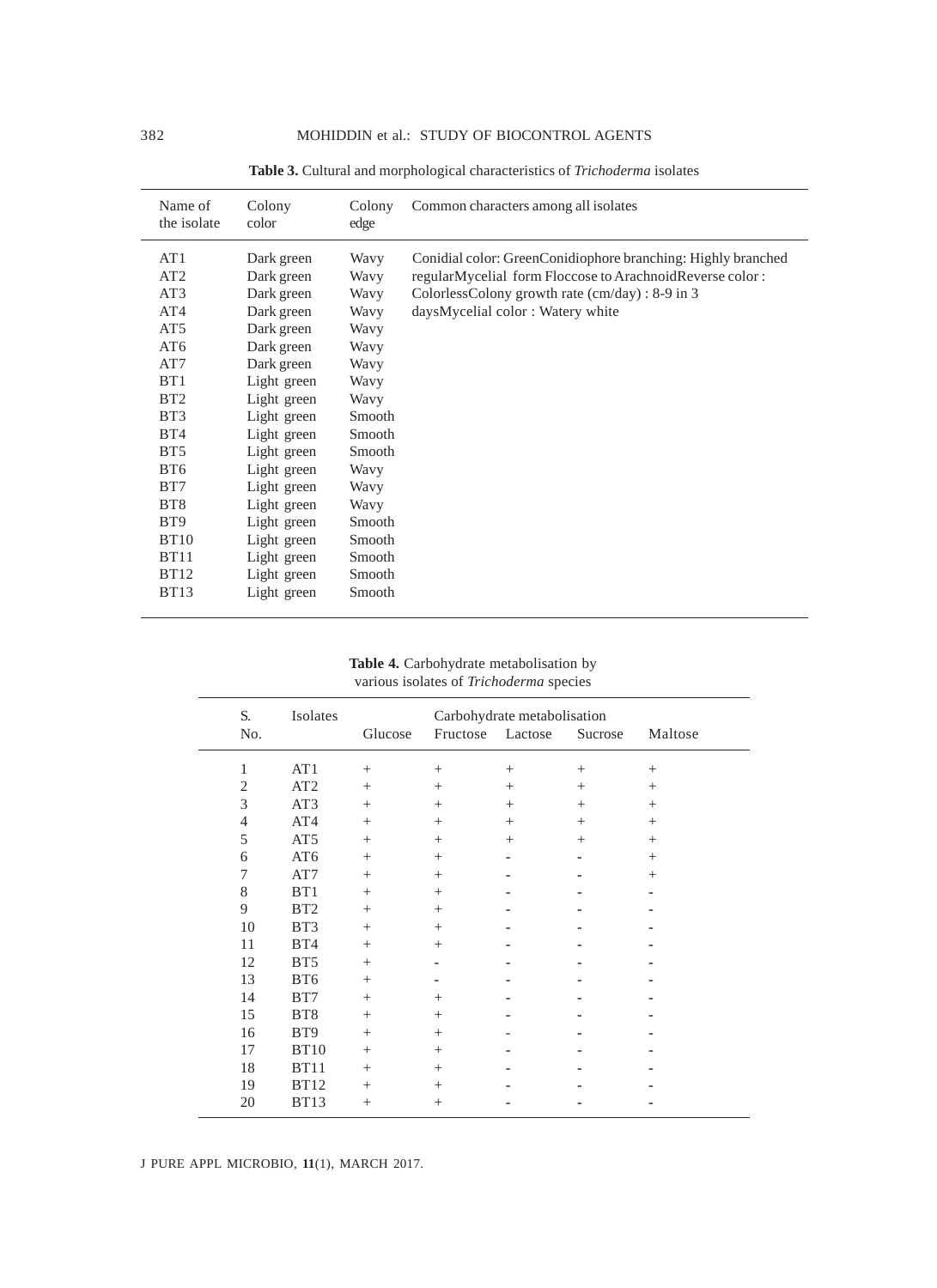**Table 3.** Cultural and morphological characteristics of *Trichoderma* isolates

| Name of the isolate | Colony color | Colony edge | Common characters among all isolates |
|---|---|---|---|
| AT1 | Dark green | Wavy | Conidial color: GreenConidiophore branching: Highly branched regularMycelial form Floccose to ArachnoidReverse color : ColorlessColony growth rate (cm/day) : 8-9 in 3 daysMycelial color : Watery white |
| AT2 | Dark green | Wavy | |
| AT3 | Dark green | Wavy | |
| AT4 | Dark green | Wavy | |
| AT5 | Dark green | Wavy | |
| AT6 | Dark green | Wavy | |
| AT7 | Dark green | Wavy | |
| BT1 | Light green | Wavy | |
| BT2 | Light green | Wavy | |
| BT3 | Light green | Smooth | |
| BT4 | Light green | Smooth | |
| BT5 | Light green | Smooth | |
| BT6 | Light green | Wavy | |
| BT7 | Light green | Wavy | |
| BT8 | Light green | Wavy | |
| BT9 | Light green | Smooth | |
| BT10 | Light green | Smooth | |
| BT11 | Light green | Smooth | |
| BT12 | Light green | Smooth | |
| BT13 | Light green | Smooth | |

**Table 4.** Carbohydrate metabolisation by various isolates of *Trichoderma* species

| S. No. | Isolates | Carbohydrate metabolisation | | | | |
|---|---|---|---|---|---|---|
| | | Glucose | Fructose | Lactose | Sucrose | Maltose |
| 1 | AT1 | + | + | + | + | + |
| 2 | AT2 | + | + | + | + | + |
| 3 | AT3 | + | + | + | + | + |
| 4 | AT4 | + | + | + | + | + |
| 5 | AT5 | + | + | + | + | + |
| 6 | AT6 | + | + | - | - | + |
| 7 | AT7 | + | + | - | - | + |
| 8 | BT1 | + | + | - | - | - |
| 9 | BT2 | + | + | - | - | - |
| 10 | BT3 | + | + | - | - | - |
| 11 | BT4 | + | + | - | - | - |
| 12 | BT5 | + | - | - | - | - |
| 13 | BT6 | + | - | - | - | - |
| 14 | BT7 | + | + | - | - | - |
| 15 | BT8 | + | + | - | - | - |
| 16 | BT9 | + | + | - | - | - |
| 17 | BT10 | + | + | - | - | - |
| 18 | BT11 | + | + | - | - | - |
| 19 | BT12 | + | + | - | - | - |
| 20 | BT13 | + | + | - | - | - |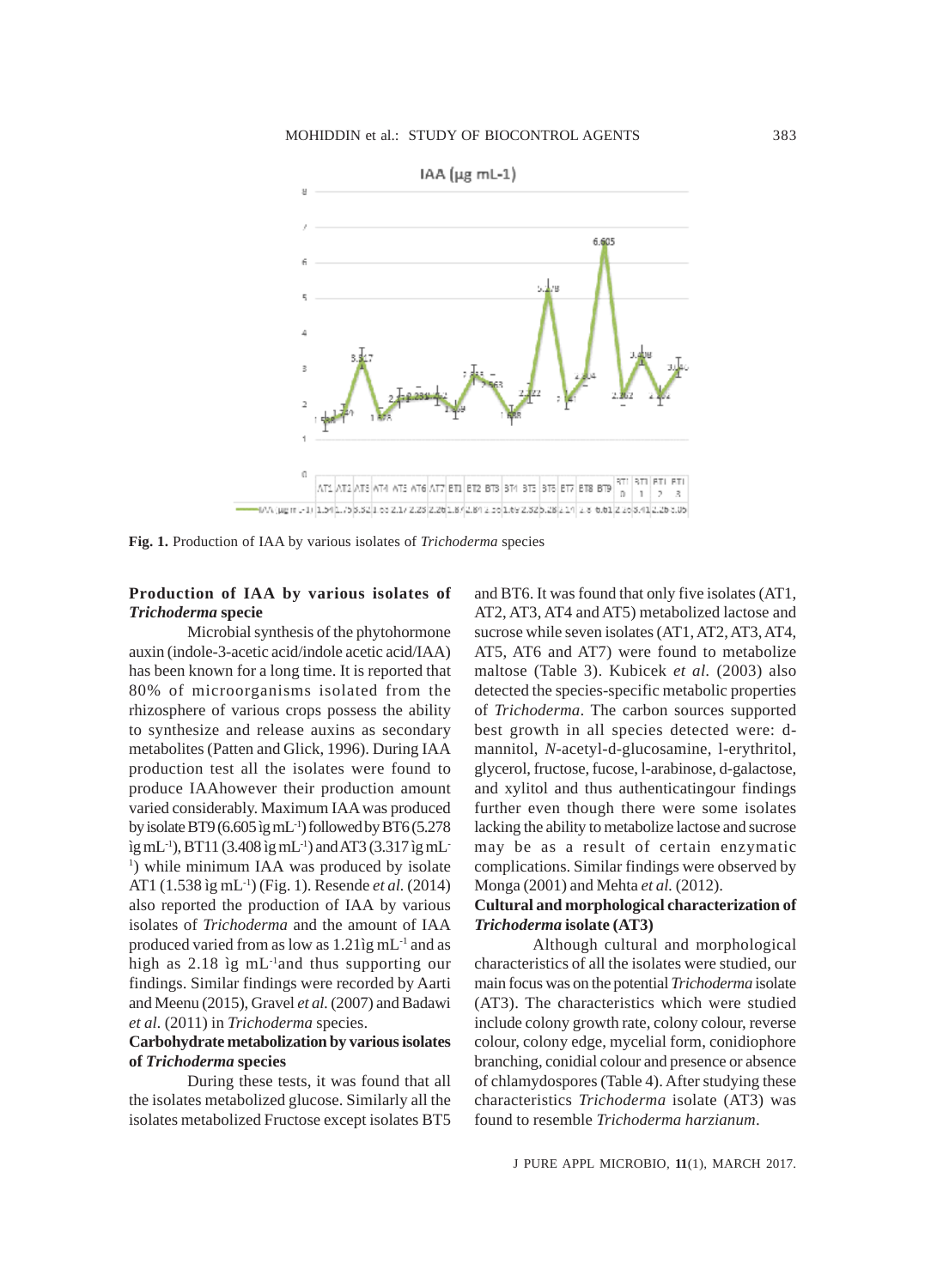**Fig. 1.** Production of IAA by various isolates of *Trichoderma* species

**Production of IAA by various isolates of *Trichoderma* specie**

Microbial synthesis of the phytohormone auxin (indole-3-acetic acid/indole acetic acid/IAA) has been known for a long time. It is reported that 80% of microorganisms isolated from the rhizosphere of various crops possess the ability to synthesize and release auxins as secondary metabolites (Patten and Glick, 1996). During IAA production test all the isolates were found to produce IAAhowever their production amount varied considerably. Maximum IAA was produced by isolate BT9 (6.605 ìg mL$^{-1}$) followed by BT6 (5.278 ìg mL$^{-1}$), BT11 (3.408 ìg mL$^{-1}$) and AT3 (3.317 ìg mL$^{-1}$) while minimum IAA was produced by isolate AT1 (1.538 ìg mL$^{-1}$) (Fig. 1). Resende *et al.* (2014) also reported the production of IAA by various isolates of *Trichoderma* and the amount of IAA produced varied from as low as 1.21ìg mL$^{-1}$ and as high as 2.18 ìg mL$^{-1}$and thus supporting our findings. Similar findings were recorded by Aarti and Meenu (2015), Gravel *et al.* (2007) and Badawi *et al.* (2011) in *Trichoderma* species.

**Carbohydrate metabolization by various isolates of *Trichoderma* species**

During these tests, it was found that all the isolates metabolized glucose. Similarly all the isolates metabolized Fructose except isolates BT5 and BT6. It was found that only five isolates (AT1, AT2, AT3, AT4 and AT5) metabolized lactose and sucrose while seven isolates (AT1, AT2, AT3, AT4, AT5, AT6 and AT7) were found to metabolize maltose (Table 3). Kubicek *et al.* (2003) also detected the species-specific metabolic properties of *Trichoderma*. The carbon sources supported best growth in all species detected were: d-mannitol, *N*-acetyl-d-glucosamine, l-erythritol, glycerol, fructose, fucose, l-arabinose, d-galactose, and xylitol and thus authenticatingour findings further even though there were some isolates lacking the ability to metabolize lactose and sucrose may be as a result of certain enzymatic complications. Similar findings were observed by Monga (2001) and Mehta *et al.* (2012).

**Cultural and morphological characterization of *Trichoderma* isolate (AT3)**

Although cultural and morphological characteristics of all the isolates were studied, our main focus was on the potential *Trichoderma* isolate (AT3). The characteristics which were studied include colony growth rate, colony colour, reverse colour, colony edge, mycelial form, conidiophore branching, conidial colour and presence or absence of chlamydospores (Table 4). After studying these characteristics *Trichoderma* isolate (AT3) was found to resemble *Trichoderma harzianum*.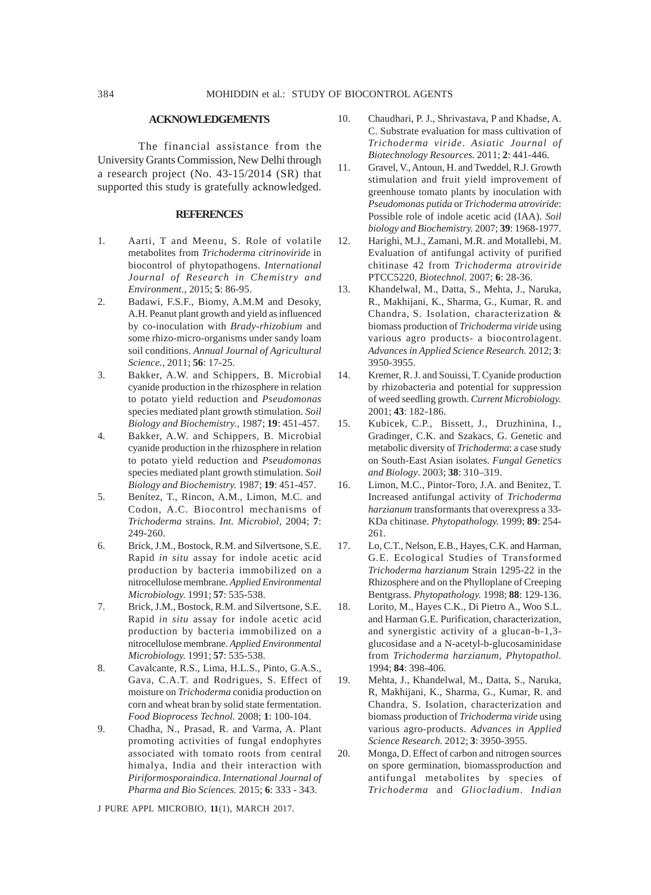## ACKNOWLEDGEMENTS

The financial assistance from the University Grants Commission, New Delhi through a research project (No. 43-15/2014 (SR) that supported this study is gratefully acknowledged.

## REFERENCES

1. Aarti, T and Meenu, S. Role of volatile metabolites from *Trichoderma citrinoviride* in biocontrol of phytopathogens. *International Journal of Research in Chemistry and Environment.*, 2015; **5**: 86-95.
2. Badawi, F.S.F., Biomy, A.M.M and Desoky, A.H. Peanut plant growth and yield as influenced by co-inoculation with *Brady-rhizobium* and some rhizo-micro-organisms under sandy loam soil conditions. *Annual Journal of Agricultural Science.*, 2011; **56**: 17-25.
3. Bakker, A.W. and Schippers, B. Microbial cyanide production in the rhizosphere in relation to potato yield reduction and *Pseudomonas* species mediated plant growth stimulation. *Soil Biology and Biochemistry.*, 1987; **19**: 451-457.
4. Bakker, A.W. and Schippers, B. Microbial cyanide production in the rhizosphere in relation to potato yield reduction and *Pseudomonas* species mediated plant growth stimulation. *Soil Biology and Biochemistry.* 1987; **19**: 451-457.
5. Benítez, T., Rincon, A.M., Limon, M.C. and Codon, A.C. Biocontrol mechanisms of *Trichoderma* strains. *Int. Microbiol,* 2004; **7**: 249-260.
6. Brick, J.M., Bostock, R.M. and Silvertsone, S.E. Rapid *in situ* assay for indole acetic acid production by bacteria immobilized on a nitrocellulose membrane. *Applied Environmental Microbiology.* 1991; **57**: 535-538.
7. Brick, J.M., Bostock, R.M. and Silvertsone, S.E. Rapid *in situ* assay for indole acetic acid production by bacteria immobilized on a nitrocellulose membrane. *Applied Environmental Microbiology.* 1991; **57**: 535-538.
8. Cavalcante, R.S., Lima, H.L.S., Pinto, G.A.S., Gava, C.A.T. and Rodrigues, S. Effect of moisture on *Trichoderma* conidia production on corn and wheat bran by solid state fermentation. *Food Bioprocess Technol.* 2008; **1**: 100-104.
9. Chadha, N., Prasad, R. and Varma, A. Plant promoting activities of fungal endophytes associated with tomato roots from central himalya, India and their interaction with *Piriformosporaindica*. *International Journal of Pharma and Bio Sciences.* 2015; **6**: 333 - 343.
10. Chaudhari, P. J., Shrivastava, P and Khadse, A. C. Substrate evaluation for mass cultivation of *Trichoderma viride*. *Asiatic Journal of Biotechnology Resources.* 2011; **2**: 441-446.
11. Gravel, V., Antoun, H. and Tweddel, R.J. Growth stimulation and fruit yield improvement of greenhouse tomato plants by inoculation with *Pseudomonas putida* or *Trichoderma atroviride*: Possible role of indole acetic acid (IAA). *Soil biology and Biochemistry.* 2007; **39**: 1968-1977.
12. Harighi, M.J., Zamani, M.R. and Motallebi, M. Evaluation of antifungal activity of purified chitinase 42 from *Trichoderma atroviride* PTCC5220, *Biotechnol.* 2007; **6**: 28-36.
13. Khandelwal, M., Datta, S., Mehta, J., Naruka, R., Makhijani, K., Sharma, G., Kumar, R. and Chandra, S. Isolation, characterization & biomass production of *Trichoderma viride* using various agro products- a biocontrolagent. *Advances in Applied Science Research.* 2012; **3**: 3950-3955.
14. Kremer, R. J. and Souissi, T. Cyanide production by rhizobacteria and potential for suppression of weed seedling growth. *Current Microbiology.* 2001; **43**: 182-186.
15. Kubicek, C.P., Bissett, J., Druzhinina, I., Gradinger, C.K. and Szakacs, G. Genetic and metabolic diversity of *Trichoderma*: a case study on South-East Asian isolates. *Fungal Genetics and Biology*. 2003; **38**: 310–319.
16. Limon, M.C., Pintor-Toro, J.A. and Benitez, T. Increased antifungal activity of *Trichoderma harzianum* transformants that overexpress a 33-KDa chitinase. *Phytopathology.* 1999; **89**: 254-261.
17. Lo, C.T., Nelson, E.B., Hayes, C.K. and Harman, G.E. Ecological Studies of Transformed *Trichoderma harzianum* Strain 1295-22 in the Rhizosphere and on the Phylloplane of Creeping Bentgrass. *Phytopathology.* 1998; **88**: 129-136.
18. Lorito, M., Hayes C.K., Di Pietro A., Woo S.L. and Harman G.E. Purification, characterization, and synergistic activity of a glucan-b-1,3-glucosidase and a N-acetyl-b-glucosaminidase from *Trichoderma harzianum*, *Phytopathol.* 1994; **84**: 398-406.
19. Mehta, J., Khandelwal, M., Datta, S., Naruka, R, Makhijani, K., Sharma, G., Kumar, R. and Chandra, S. Isolation, characterization and biomass production of *Trichoderma viride* using various agro-products. *Advances in Applied Science Research.* 2012; **3**: 3950-3955.
20. Monga, D. Effect of carbon and nitrogen sources on spore germination, biomassproduction and antifungal metabolites by species of *Trichoderma* and *Gliocladium*. *Indian*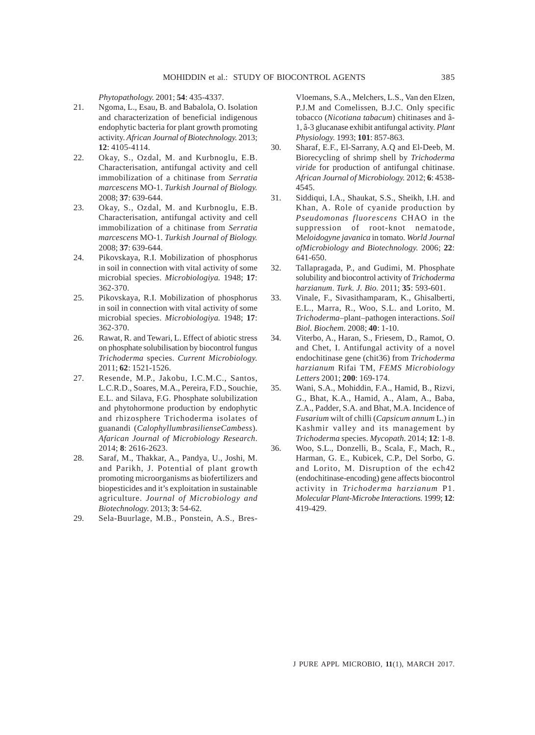*Phytopathology.* 2001; **54**: 435-4337.

21. Ngoma, L., Esau, B. and Babalola, O. Isolation and characterization of beneficial indigenous endophytic bacteria for plant growth promoting activity. *African Journal of Biotechnology.* 2013; **12**: 4105-4114.
22. Okay, S., Ozdal, M. and Kurbnoglu, E.B. Characterisation, antifungal activity and cell immobilization of a chitinase from *Serratia marcescens* MO-1. *Turkish Journal of Biology.* 2008; **37**: 639-644.
23. Okay, S., Ozdal, M. and Kurbnoglu, E.B. Characterisation, antifungal activity and cell immobilization of a chitinase from *Serratia marcescens* MO-1. *Turkish Journal of Biology.* 2008; **37**: 639-644.
24. Pikovskaya, R.I. Mobilization of phosphorus in soil in connection with vital activity of some microbial species. *Microbiologiya.* 1948; **17**: 362-370.
25. Pikovskaya, R.I. Mobilization of phosphorus in soil in connection with vital activity of some microbial species. *Microbiologiya.* 1948; **17**: 362-370.
26. Rawat, R. and Tewari, L. Effect of abiotic stress on phosphate solubilisation by biocontrol fungus *Trichoderma* species. *Current Microbiology.* 2011; **62**: 1521-1526.
27. Resende, M.P., Jakobu, I.C.M.C., Santos, L.C.R.D., Soares, M.A., Pereira, F.D., Souchie, E.L. and Silava, F.G. Phosphate solubilization and phytohormone production by endophytic and rhizosphere Trichoderma isolates of guanandi (*CalophyllumbrasilienseCambess*). *Afarican Journal of Microbiology Research.* 2014; **8**: 2616-2623.
28. Saraf, M., Thakkar, A., Pandya, U., Joshi, M. and Parikh, J. Potential of plant growth promoting microorganisms as biofertilizers and biopesticides and it's exploitation in sustainable agriculture. *Journal of Microbiology and Biotechnology.* 2013; **3**: 54-62.
29. Sela-Buurlage, M.B., Ponstein, A.S., Bres-Vloemans, S.A., Melchers, L.S., Van den Elzen, P.J.M and Comelissen, B.J.C. Only specific tobacco (*Nicotiana tabacum*) chitinases and â-1, â-3 glucanase exhibit antifungal activity. *Plant Physiology.* 1993; **101**: 857-863.
30. Sharaf, E.F., El-Sarrany, A.Q and El-Deeb, M. Biorecycling of shrimp shell by *Trichoderma viride* for production of antifungal chitinase. *African Journal of Microbiology.* 2012; **6**: 4538-4545.
31. Siddiqui, I.A., Shaukat, S.S., Sheikh, I.H. and Khan, A. Role of cyanide production by *Pseudomonas fluorescens* CHAO in the suppression of root-knot nematode, *Meloidogyne javanica* in tomato. *World Journal ofMicrobiology and Biotechnology.* 2006; **22**: 641-650.
32. Tallapragada, P., and Gudimi, M. Phosphate solubility and biocontrol activity of *Trichoderma harzianum*. *Turk. J. Bio.* 2011; **35**: 593-601.
33. Vinale, F., Sivasithamparam, K., Ghisalberti, E.L., Marra, R., Woo, S.L. and Lorito, M. *Trichoderma*–plant–pathogen interactions. *Soil Biol. Biochem.* 2008; **40**: 1-10.
34. Viterbo, A., Haran, S., Friesem, D., Ramot, O. and Chet, I. Antifungal activity of a novel endochitinase gene (chit36) from *Trichoderma harzianum* Rifai TM, *FEMS Microbiology Letters* 2001; **200**: 169-174.
35. Wani, S.A., Mohiddin, F.A., Hamid, B., Rizvi, G., Bhat, K.A., Hamid, A., Alam, A., Baba, Z.A., Padder, S.A. and Bhat, M.A. Incidence of *Fusarium* wilt of chilli (*Capsicum annum* L.) in Kashmir valley and its management by *Trichoderma* species. *Mycopath.* 2014; **12**: 1-8.
36. Woo, S.L., Donzelli, B., Scala, F., Mach, R., Harman, G. E., Kubicek, C.P., Del Sorbo, G. and Lorito, M. Disruption of the ech42 (endochitinase-encoding) gene affects biocontrol activity in *Trichoderma harzianum* P1. *Molecular Plant-Microbe Interactions.* 1999; **12**: 419-429.